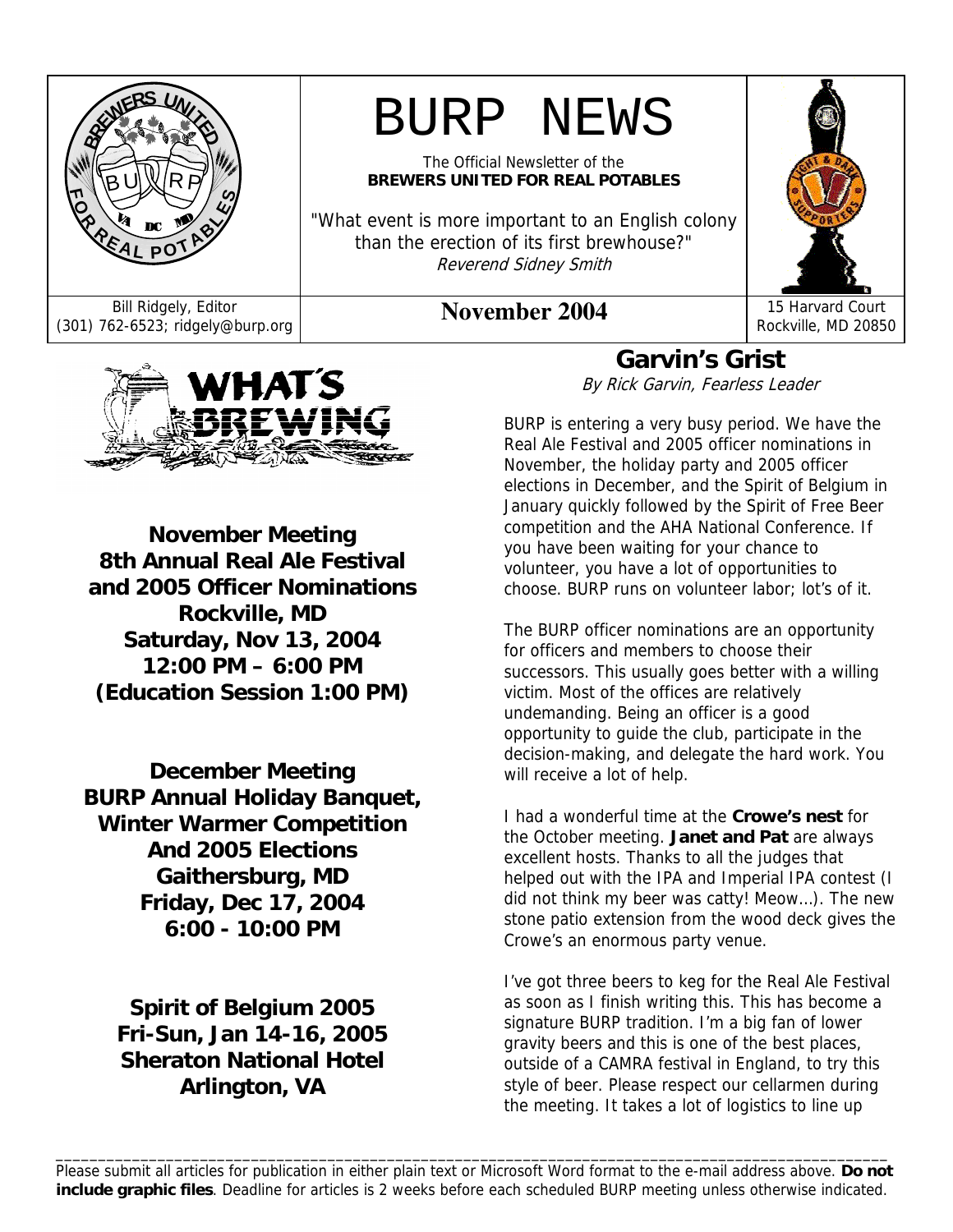# BURP NEWS

The Official Newsletter of the
**BREWERS UNITED FOR REAL POTABLES**

"What event is more important to an English colony than the erection of its first brewhouse?"
*Reverend Sidney Smith*

Bill Ridgely, Editor
(301) 762-6523; ridgely@burp.org

**November 2004**

15 Harvard Court
Rockville, MD 20850

## WHAT'S BREWING

**November Meeting**
**8th Annual Real Ale Festival and 2005 Officer Nominations**
**Rockville, MD**
**Saturday, Nov 13, 2004**
**12:00 PM – 6:00 PM**
**(Education Session 1:00 PM)**

**December Meeting**
**BURP Annual Holiday Banquet, Winter Warmer Competition And 2005 Elections**
**Gaithersburg, MD**
**Friday, Dec 17, 2004**
**6:00 - 10:00 PM**

**Spirit of Belgium 2005**
**Fri-Sun, Jan 14-16, 2005**
**Sheraton National Hotel**
**Arlington, VA**

## Garvin's Grist

*By Rick Garvin, Fearless Leader*

BURP is entering a very busy period. We have the Real Ale Festival and 2005 officer nominations in November, the holiday party and 2005 officer elections in December, and the Spirit of Belgium in January quickly followed by the Spirit of Free Beer competition and the AHA National Conference. If you have been waiting for your chance to volunteer, you have a lot of opportunities to choose. BURP runs on volunteer labor; lot's of it.

The BURP officer nominations are an opportunity for officers and members to choose their successors. This usually goes better with a willing victim. Most of the offices are relatively undemanding. Being an officer is a good opportunity to guide the club, participate in the decision-making, and delegate the hard work. You will receive a lot of help.

I had a wonderful time at the **Crowe's nest** for the October meeting. **Janet and Pat** are always excellent hosts. Thanks to all the judges that helped out with the IPA and Imperial IPA contest (I did not think my beer was catty! Meow…). The new stone patio extension from the wood deck gives the Crowe's an enormous party venue.

I've got three beers to keg for the Real Ale Festival as soon as I finish writing this. This has become a signature BURP tradition. I'm a big fan of lower gravity beers and this is one of the best places, outside of a CAMRA festival in England, to try this style of beer. Please respect our cellarmen during the meeting. It takes a lot of logistics to line up

---

Please submit all articles for publication in either plain text or Microsoft Word format to the e-mail address above. **Do not include graphic files**. Deadline for articles is 2 weeks before each scheduled BURP meeting unless otherwise indicated.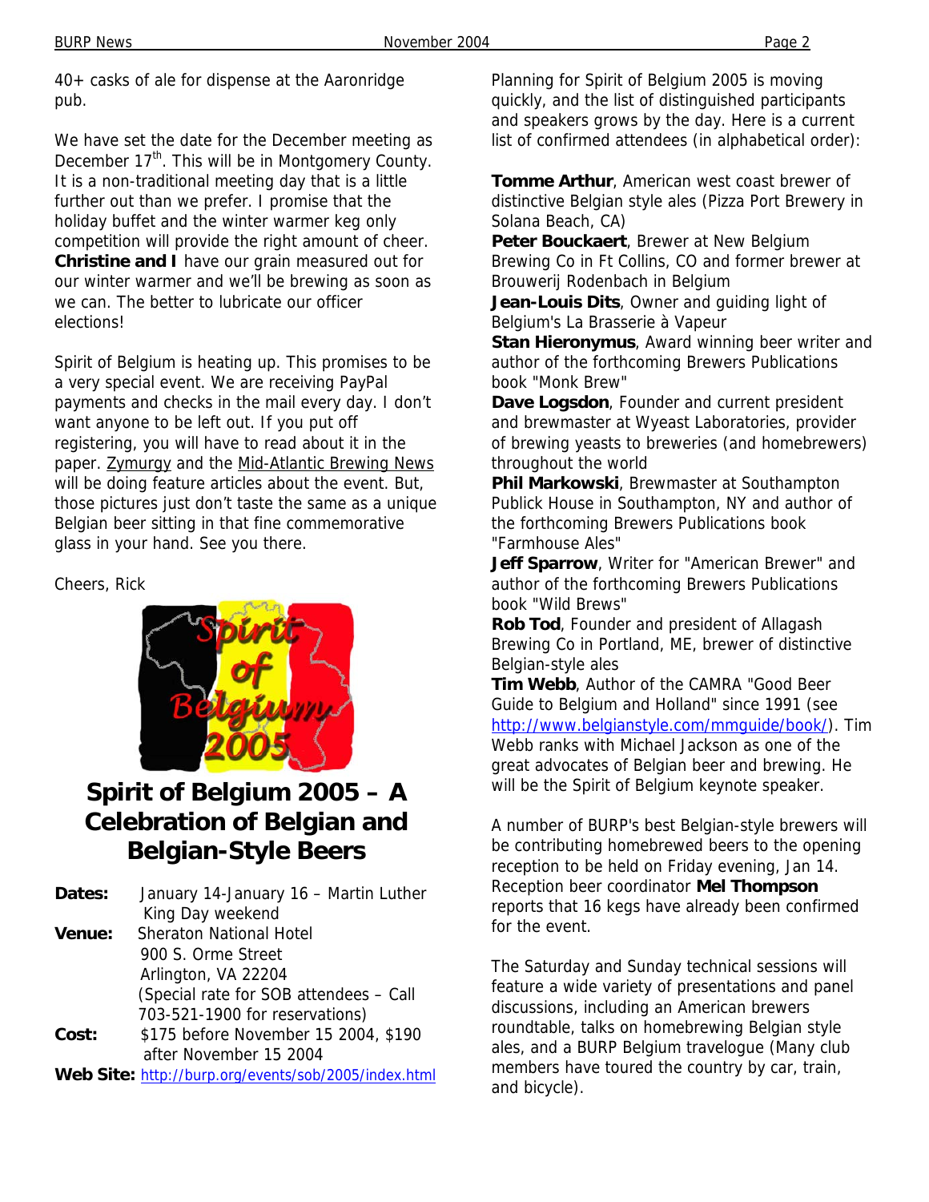40+ casks of ale for dispense at the Aaronridge pub.

We have set the date for the December meeting as December 17th. This will be in Montgomery County. It is a non-traditional meeting day that is a little further out than we prefer. I promise that the holiday buffet and the winter warmer keg only competition will provide the right amount of cheer. **Christine and I** have our grain measured out for our winter warmer and we'll be brewing as soon as we can. The better to lubricate our officer elections!

Spirit of Belgium is heating up. This promises to be a very special event. We are receiving PayPal payments and checks in the mail every day. I don't want anyone to be left out. If you put off registering, you will have to read about it in the paper. Zymurgy and the Mid-Atlantic Brewing News will be doing feature articles about the event. But, those pictures just don't taste the same as a unique Belgian beer sitting in that fine commemorative glass in your hand. See you there.

Cheers, Rick

## Spirit of Belgium 2005 – A Celebration of Belgian and Belgian-Style Beers

**Dates:** January 14-January 16 – Martin Luther King Day weekend

**Venue:** Sheraton National Hotel
900 S. Orme Street
Arlington, VA 22204
(Special rate for SOB attendees – Call 703-521-1900 for reservations)

**Cost:** $175 before November 15 2004, $190 after November 15 2004

**Web Site:** http://burp.org/events/sob/2005/index.html

Planning for Spirit of Belgium 2005 is moving quickly, and the list of distinguished participants and speakers grows by the day. Here is a current list of confirmed attendees (in alphabetical order):

**Tomme Arthur**, American west coast brewer of distinctive Belgian style ales (Pizza Port Brewery in Solana Beach, CA)

**Peter Bouckaert**, Brewer at New Belgium Brewing Co in Ft Collins, CO and former brewer at Brouwerij Rodenbach in Belgium

**Jean-Louis Dits**, Owner and guiding light of Belgium's La Brasserie à Vapeur

**Stan Hieronymus**, Award winning beer writer and author of the forthcoming Brewers Publications book "Monk Brew"

**Dave Logsdon**, Founder and current president and brewmaster at Wyeast Laboratories, provider of brewing yeasts to breweries (and homebrewers) throughout the world

**Phil Markowski**, Brewmaster at Southampton Publick House in Southampton, NY and author of the forthcoming Brewers Publications book "Farmhouse Ales"

**Jeff Sparrow**, Writer for "American Brewer" and author of the forthcoming Brewers Publications book "Wild Brews"

**Rob Tod**, Founder and president of Allagash Brewing Co in Portland, ME, brewer of distinctive Belgian-style ales

**Tim Webb**, Author of the CAMRA "Good Beer Guide to Belgium and Holland" since 1991 (see http://www.belgianstyle.com/mmguide/book/). Tim Webb ranks with Michael Jackson as one of the great advocates of Belgian beer and brewing. He will be the Spirit of Belgium keynote speaker.

A number of BURP's best Belgian-style brewers will be contributing homebrewed beers to the opening reception to be held on Friday evening, Jan 14. Reception beer coordinator **Mel Thompson** reports that 16 kegs have already been confirmed for the event.

The Saturday and Sunday technical sessions will feature a wide variety of presentations and panel discussions, including an American brewers roundtable, talks on homebrewing Belgian style ales, and a BURP Belgium travelogue (Many club members have toured the country by car, train, and bicycle).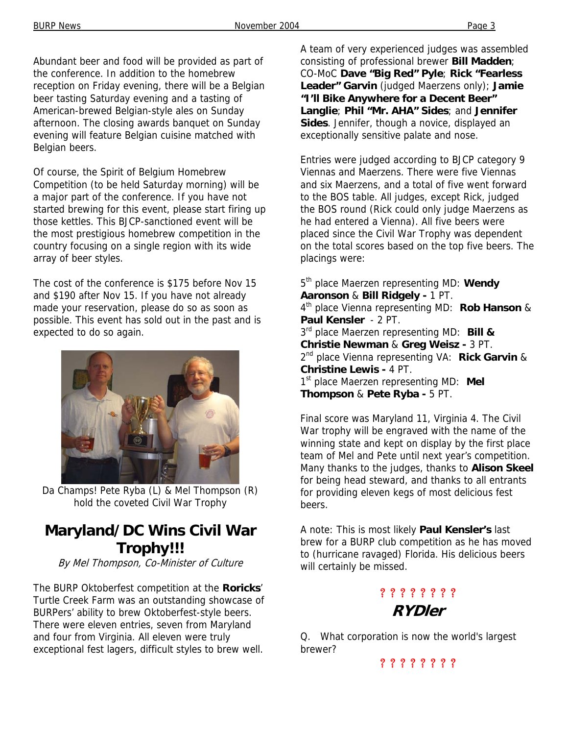Abundant beer and food will be provided as part of the conference. In addition to the homebrew reception on Friday evening, there will be a Belgian beer tasting Saturday evening and a tasting of American-brewed Belgian-style ales on Sunday afternoon. The closing awards banquet on Sunday evening will feature Belgian cuisine matched with Belgian beers.

Of course, the Spirit of Belgium Homebrew Competition (to be held Saturday morning) will be a major part of the conference. If you have not started brewing for this event, please start firing up those kettles. This BJCP-sanctioned event will be the most prestigious homebrew competition in the country focusing on a single region with its wide array of beer styles.

The cost of the conference is $175 before Nov 15 and $190 after Nov 15. If you have not already made your reservation, please do so as soon as possible. This event has sold out in the past and is expected to do so again.

Da Champs! Pete Ryba (L) & Mel Thompson (R) hold the coveted Civil War Trophy

## Maryland/DC Wins Civil War Trophy!!!

*By Mel Thompson, Co-Minister of Culture*

The BURP Oktoberfest competition at the **Roricks**' Turtle Creek Farm was an outstanding showcase of BURPers' ability to brew Oktoberfest-style beers. There were eleven entries, seven from Maryland and four from Virginia. All eleven were truly exceptional fest lagers, difficult styles to brew well.

A team of very experienced judges was assembled consisting of professional brewer **Bill Madden**; CO-MoC **Dave "Big Red" Pyle**; **Rick "Fearless Leader" Garvin** (judged Maerzens only); **Jamie "I'll Bike Anywhere for a Decent Beer" Langlie**; **Phil "Mr. AHA" Sides**; and **Jennifer Sides**. Jennifer, though a novice, displayed an exceptionally sensitive palate and nose.

Entries were judged according to BJCP category 9 Viennas and Maerzens. There were five Viennas and six Maerzens, and a total of five went forward to the BOS table. All judges, except Rick, judged the BOS round (Rick could only judge Maerzens as he had entered a Vienna). All five beers were placed since the Civil War Trophy was dependent on the total scores based on the top five beers. The placings were:

5th place Maerzen representing MD: **Wendy Aaronson** & **Bill Ridgely -** 1 PT.
4th place Vienna representing MD: **Rob Hanson** & **Paul Kensler** - 2 PT.
3rd place Maerzen representing MD: **Bill & Christie Newman** & **Greg Weisz -** 3 PT.
2nd place Vienna representing VA: **Rick Garvin** & **Christine Lewis -** 4 PT.
1st place Maerzen representing MD: **Mel Thompson** & **Pete Ryba -** 5 PT.

Final score was Maryland 11, Virginia 4. The Civil War trophy will be engraved with the name of the winning state and kept on display by the first place team of Mel and Pete until next year's competition. Many thanks to the judges, thanks to **Alison Skeel** for being head steward, and thanks to all entrants for providing eleven kegs of most delicious fest beers.

A note: This is most likely **Paul Kensler's** last brew for a BURP club competition as he has moved to (hurricane ravaged) Florida. His delicious beers will certainly be missed.

? ? ? ? ? ? ? ?

## RYDler

Q. What corporation is now the world's largest brewer?

? ? ? ? ? ? ? ?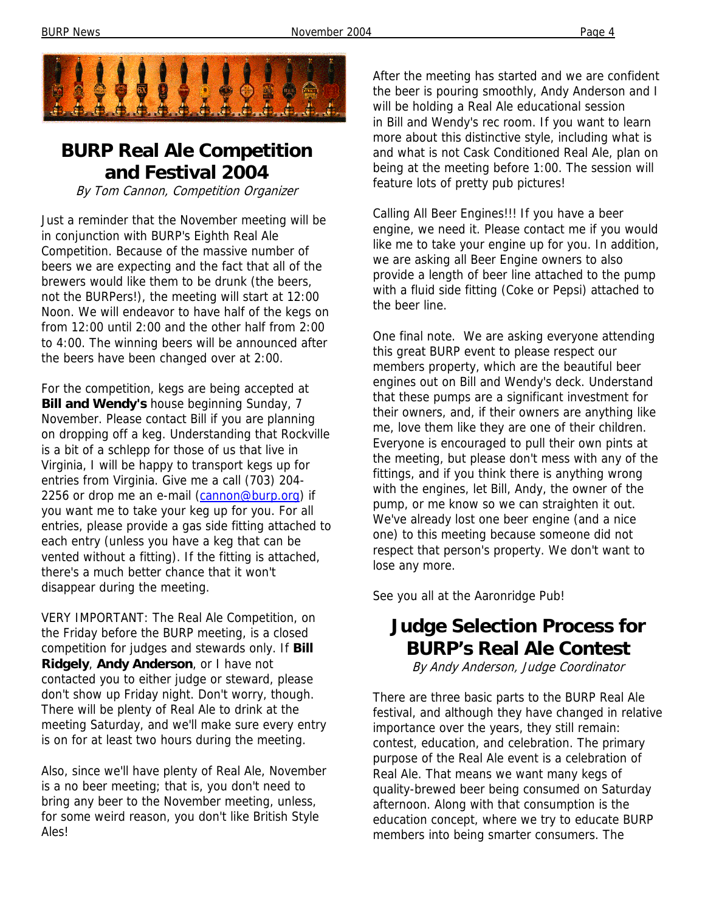## BURP Real Ale Competition and Festival 2004

*By Tom Cannon, Competition Organizer*

Just a reminder that the November meeting will be in conjunction with BURP's Eighth Real Ale Competition. Because of the massive number of beers we are expecting and the fact that all of the brewers would like them to be drunk (the beers, not the BURPers!), the meeting will start at 12:00 Noon. We will endeavor to have half of the kegs on from 12:00 until 2:00 and the other half from 2:00 to 4:00. The winning beers will be announced after the beers have been changed over at 2:00.

For the competition, kegs are being accepted at **Bill and Wendy's** house beginning Sunday, 7 November. Please contact Bill if you are planning on dropping off a keg. Understanding that Rockville is a bit of a schlepp for those of us that live in Virginia, I will be happy to transport kegs up for entries from Virginia. Give me a call (703) 204-2256 or drop me an e-mail (cannon@burp.org) if you want me to take your keg up for you. For all entries, please provide a gas side fitting attached to each entry (unless you have a keg that can be vented without a fitting). If the fitting is attached, there's a much better chance that it won't disappear during the meeting.

VERY IMPORTANT: The Real Ale Competition, on the Friday before the BURP meeting, is a closed competition for judges and stewards only. If **Bill Ridgely**, **Andy Anderson**, or I have not contacted you to either judge or steward, please don't show up Friday night. Don't worry, though. There will be plenty of Real Ale to drink at the meeting Saturday, and we'll make sure every entry is on for at least two hours during the meeting.

Also, since we'll have plenty of Real Ale, November is a no beer meeting; that is, you don't need to bring any beer to the November meeting, unless, for some weird reason, you don't like British Style Ales!

After the meeting has started and we are confident the beer is pouring smoothly, Andy Anderson and I will be holding a Real Ale educational session in Bill and Wendy's rec room. If you want to learn more about this distinctive style, including what is and what is not Cask Conditioned Real Ale, plan on being at the meeting before 1:00. The session will feature lots of pretty pub pictures!

Calling All Beer Engines!!! If you have a beer engine, we need it. Please contact me if you would like me to take your engine up for you. In addition, we are asking all Beer Engine owners to also provide a length of beer line attached to the pump with a fluid side fitting (Coke or Pepsi) attached to the beer line.

One final note. We are asking everyone attending this great BURP event to please respect our members property, which are the beautiful beer engines out on Bill and Wendy's deck. Understand that these pumps are a significant investment for their owners, and, if their owners are anything like me, love them like they are one of their children. Everyone is encouraged to pull their own pints at the meeting, but please don't mess with any of the fittings, and if you think there is anything wrong with the engines, let Bill, Andy, the owner of the pump, or me know so we can straighten it out. We've already lost one beer engine (and a nice one) to this meeting because someone did not respect that person's property. We don't want to lose any more.

See you all at the Aaronridge Pub!

## Judge Selection Process for BURP's Real Ale Contest

*By Andy Anderson, Judge Coordinator*

There are three basic parts to the BURP Real Ale festival, and although they have changed in relative importance over the years, they still remain: contest, education, and celebration. The primary purpose of the Real Ale event is a celebration of Real Ale. That means we want many kegs of quality-brewed beer being consumed on Saturday afternoon. Along with that consumption is the education concept, where we try to educate BURP members into being smarter consumers. The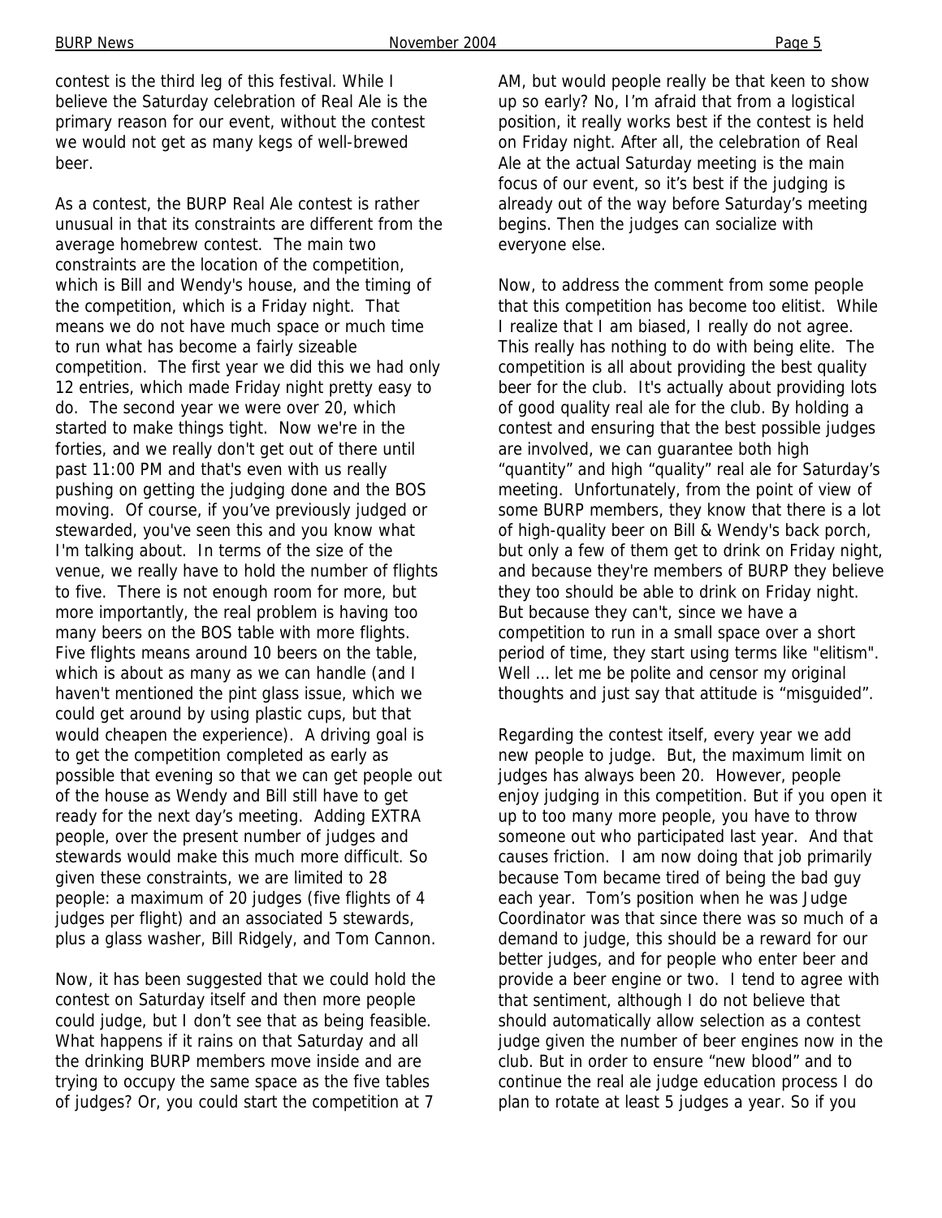contest is the third leg of this festival. While I believe the Saturday celebration of Real Ale is the primary reason for our event, without the contest we would not get as many kegs of well-brewed beer.

As a contest, the BURP Real Ale contest is rather unusual in that its constraints are different from the average homebrew contest. The main two constraints are the location of the competition, which is Bill and Wendy's house, and the timing of the competition, which is a Friday night. That means we do not have much space or much time to run what has become a fairly sizeable competition. The first year we did this we had only 12 entries, which made Friday night pretty easy to do. The second year we were over 20, which started to make things tight. Now we're in the forties, and we really don't get out of there until past 11:00 PM and that's even with us really pushing on getting the judging done and the BOS moving. Of course, if you've previously judged or stewarded, you've seen this and you know what I'm talking about. In terms of the size of the venue, we really have to hold the number of flights to five. There is not enough room for more, but more importantly, the real problem is having too many beers on the BOS table with more flights. Five flights means around 10 beers on the table, which is about as many as we can handle (and I haven't mentioned the pint glass issue, which we could get around by using plastic cups, but that would cheapen the experience). A driving goal is to get the competition completed as early as possible that evening so that we can get people out of the house as Wendy and Bill still have to get ready for the next day's meeting. Adding EXTRA people, over the present number of judges and stewards would make this much more difficult. So given these constraints, we are limited to 28 people: a maximum of 20 judges (five flights of 4 judges per flight) and an associated 5 stewards, plus a glass washer, Bill Ridgely, and Tom Cannon.

Now, it has been suggested that we could hold the contest on Saturday itself and then more people could judge, but I don't see that as being feasible. What happens if it rains on that Saturday and all the drinking BURP members move inside and are trying to occupy the same space as the five tables of judges? Or, you could start the competition at 7 AM, but would people really be that keen to show up so early? No, I'm afraid that from a logistical position, it really works best if the contest is held on Friday night. After all, the celebration of Real Ale at the actual Saturday meeting is the main focus of our event, so it's best if the judging is already out of the way before Saturday's meeting begins. Then the judges can socialize with everyone else.

Now, to address the comment from some people that this competition has become too elitist. While I realize that I am biased, I really do not agree. This really has nothing to do with being elite. The competition is all about providing the best quality beer for the club. It's actually about providing lots of good quality real ale for the club. By holding a contest and ensuring that the best possible judges are involved, we can guarantee both high "quantity" and high "quality" real ale for Saturday's meeting. Unfortunately, from the point of view of some BURP members, they know that there is a lot of high-quality beer on Bill & Wendy's back porch, but only a few of them get to drink on Friday night, and because they're members of BURP they believe they too should be able to drink on Friday night. But because they can't, since we have a competition to run in a small space over a short period of time, they start using terms like "elitism". Well … let me be polite and censor my original thoughts and just say that attitude is "misguided".

Regarding the contest itself, every year we add new people to judge. But, the maximum limit on judges has always been 20. However, people enjoy judging in this competition. But if you open it up to too many more people, you have to throw someone out who participated last year. And that causes friction. I am now doing that job primarily because Tom became tired of being the bad guy each year. Tom's position when he was Judge Coordinator was that since there was so much of a demand to judge, this should be a reward for our better judges, and for people who enter beer and provide a beer engine or two. I tend to agree with that sentiment, although I do not believe that should automatically allow selection as a contest judge given the number of beer engines now in the club. But in order to ensure "new blood" and to continue the real ale judge education process I do plan to rotate at least 5 judges a year. So if you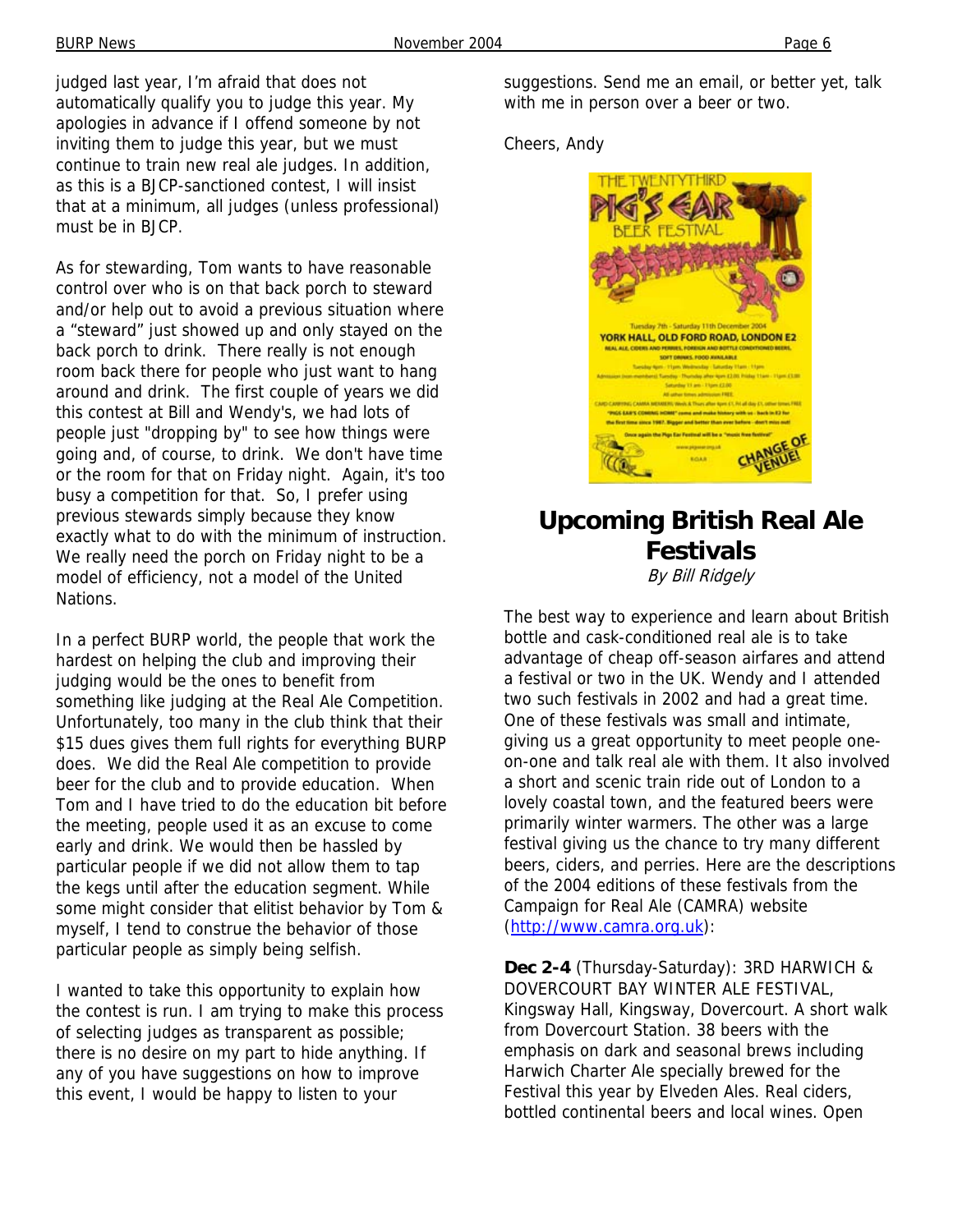judged last year, I'm afraid that does not automatically qualify you to judge this year. My apologies in advance if I offend someone by not inviting them to judge this year, but we must continue to train new real ale judges. In addition, as this is a BJCP-sanctioned contest, I will insist that at a minimum, all judges (unless professional) must be in BJCP.

As for stewarding, Tom wants to have reasonable control over who is on that back porch to steward and/or help out to avoid a previous situation where a "steward" just showed up and only stayed on the back porch to drink. There really is not enough room back there for people who just want to hang around and drink. The first couple of years we did this contest at Bill and Wendy's, we had lots of people just "dropping by" to see how things were going and, of course, to drink. We don't have time or the room for that on Friday night. Again, it's too busy a competition for that. So, I prefer using previous stewards simply because they know exactly what to do with the minimum of instruction. We really need the porch on Friday night to be a model of efficiency, not a model of the United Nations.

In a perfect BURP world, the people that work the hardest on helping the club and improving their judging would be the ones to benefit from something like judging at the Real Ale Competition. Unfortunately, too many in the club think that their $15 dues gives them full rights for everything BURP does. We did the Real Ale competition to provide beer for the club and to provide education. When Tom and I have tried to do the education bit before the meeting, people used it as an excuse to come early and drink. We would then be hassled by particular people if we did not allow them to tap the kegs until after the education segment. While some might consider that elitist behavior by Tom & myself, I tend to construe the behavior of those particular people as simply being selfish.

I wanted to take this opportunity to explain how the contest is run. I am trying to make this process of selecting judges as transparent as possible; there is no desire on my part to hide anything. If any of you have suggestions on how to improve this event, I would be happy to listen to your suggestions. Send me an email, or better yet, talk with me in person over a beer or two.

Cheers, Andy

## Upcoming British Real Ale Festivals

*By Bill Ridgely*

The best way to experience and learn about British bottle and cask-conditioned real ale is to take advantage of cheap off-season airfares and attend a festival or two in the UK. Wendy and I attended two such festivals in 2002 and had a great time. One of these festivals was small and intimate, giving us a great opportunity to meet people one-on-one and talk real ale with them. It also involved a short and scenic train ride out of London to a lovely coastal town, and the featured beers were primarily winter warmers. The other was a large festival giving us the chance to try many different beers, ciders, and perries. Here are the descriptions of the 2004 editions of these festivals from the Campaign for Real Ale (CAMRA) website (http://www.camra.org.uk):

**Dec 2-4** (Thursday-Saturday): 3RD HARWICH & DOVERCOURT BAY WINTER ALE FESTIVAL, Kingsway Hall, Kingsway, Dovercourt. A short walk from Dovercourt Station. 38 beers with the emphasis on dark and seasonal brews including Harwich Charter Ale specially brewed for the Festival this year by Elveden Ales. Real ciders, bottled continental beers and local wines. Open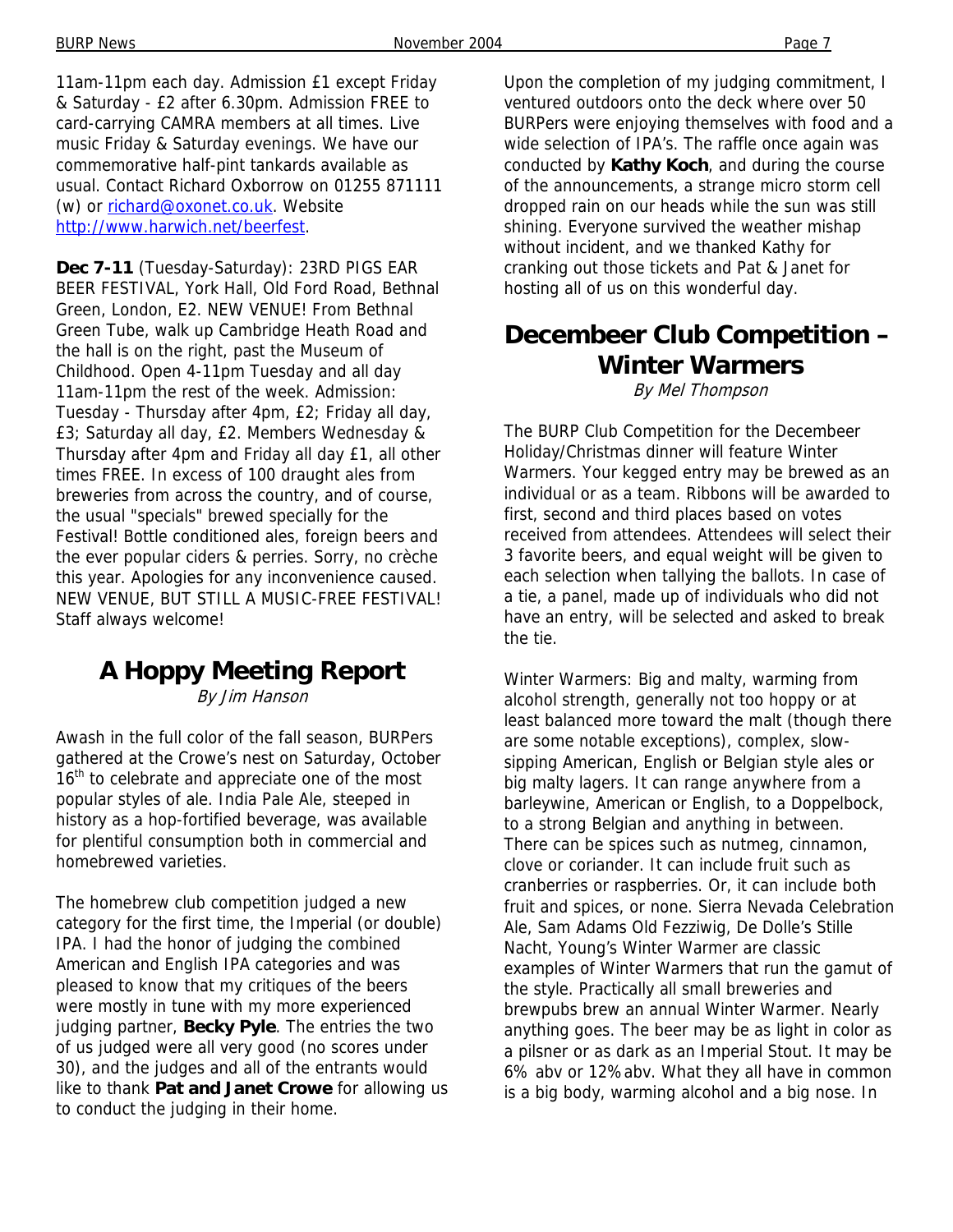11am-11pm each day. Admission £1 except Friday & Saturday - £2 after 6.30pm. Admission FREE to card-carrying CAMRA members at all times. Live music Friday & Saturday evenings. We have our commemorative half-pint tankards available as usual. Contact Richard Oxborrow on 01255 871111 (w) or richard@oxonet.co.uk. Website http://www.harwich.net/beerfest.

**Dec 7-11** (Tuesday-Saturday): 23RD PIGS EAR BEER FESTIVAL, York Hall, Old Ford Road, Bethnal Green, London, E2. NEW VENUE! From Bethnal Green Tube, walk up Cambridge Heath Road and the hall is on the right, past the Museum of Childhood. Open 4-11pm Tuesday and all day 11am-11pm the rest of the week. Admission: Tuesday - Thursday after 4pm, £2; Friday all day, £3; Saturday all day, £2. Members Wednesday & Thursday after 4pm and Friday all day £1, all other times FREE. In excess of 100 draught ales from breweries from across the country, and of course, the usual "specials" brewed specially for the Festival! Bottle conditioned ales, foreign beers and the ever popular ciders & perries. Sorry, no crèche this year. Apologies for any inconvenience caused. NEW VENUE, BUT STILL A MUSIC-FREE FESTIVAL! Staff always welcome!

## A Hoppy Meeting Report

*By Jim Hanson*

Awash in the full color of the fall season, BURPers gathered at the Crowe's nest on Saturday, October 16th to celebrate and appreciate one of the most popular styles of ale. India Pale Ale, steeped in history as a hop-fortified beverage, was available for plentiful consumption both in commercial and homebrewed varieties.

The homebrew club competition judged a new category for the first time, the Imperial (or double) IPA. I had the honor of judging the combined American and English IPA categories and was pleased to know that my critiques of the beers were mostly in tune with my more experienced judging partner, **Becky Pyle**. The entries the two of us judged were all very good (no scores under 30), and the judges and all of the entrants would like to thank **Pat and Janet Crowe** for allowing us to conduct the judging in their home.

Upon the completion of my judging commitment, I ventured outdoors onto the deck where over 50 BURPers were enjoying themselves with food and a wide selection of IPA's. The raffle once again was conducted by **Kathy Koch**, and during the course of the announcements, a strange micro storm cell dropped rain on our heads while the sun was still shining. Everyone survived the weather mishap without incident, and we thanked Kathy for cranking out those tickets and Pat & Janet for hosting all of us on this wonderful day.

## Decembeer Club Competition – Winter Warmers

*By Mel Thompson*

The BURP Club Competition for the Decembeer Holiday/Christmas dinner will feature Winter Warmers. Your kegged entry may be brewed as an individual or as a team. Ribbons will be awarded to first, second and third places based on votes received from attendees. Attendees will select their 3 favorite beers, and equal weight will be given to each selection when tallying the ballots. In case of a tie, a panel, made up of individuals who did not have an entry, will be selected and asked to break the tie.

Winter Warmers: Big and malty, warming from alcohol strength, generally not too hoppy or at least balanced more toward the malt (though there are some notable exceptions), complex, slow-sipping American, English or Belgian style ales or big malty lagers. It can range anywhere from a barleywine, American or English, to a Doppelbock, to a strong Belgian and anything in between. There can be spices such as nutmeg, cinnamon, clove or coriander. It can include fruit such as cranberries or raspberries. Or, it can include both fruit and spices, or none. Sierra Nevada Celebration Ale, Sam Adams Old Fezziwig, De Dolle's Stille Nacht, Young's Winter Warmer are classic examples of Winter Warmers that run the gamut of the style. Practically all small breweries and brewpubs brew an annual Winter Warmer. Nearly anything goes. The beer may be as light in color as a pilsner or as dark as an Imperial Stout. It may be 6% abv or 12% abv. What they all have in common is a big body, warming alcohol and a big nose. In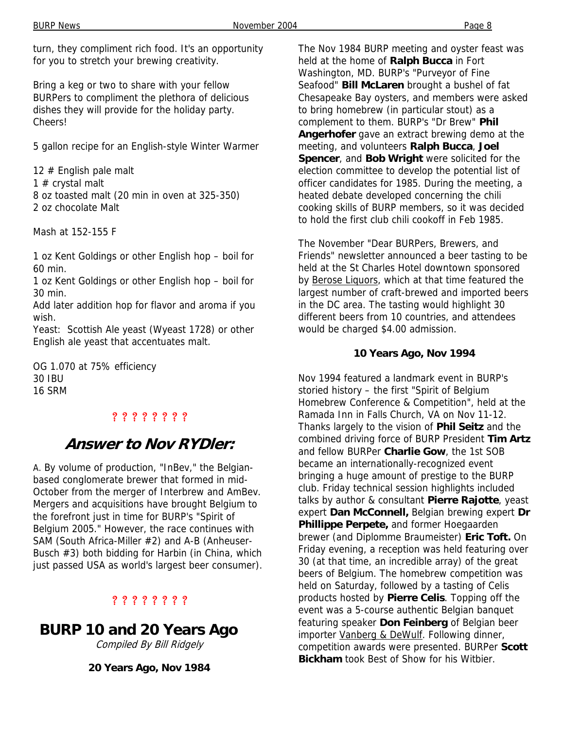turn, they compliment rich food. It's an opportunity for you to stretch your brewing creativity.

Bring a keg or two to share with your fellow BURPers to compliment the plethora of delicious dishes they will provide for the holiday party. Cheers!

5 gallon recipe for an English-style Winter Warmer

12 # English pale malt
1 # crystal malt
8 oz toasted malt (20 min in oven at 325-350)
2 oz chocolate Malt

Mash at 152-155 F

1 oz Kent Goldings or other English hop – boil for 60 min.
1 oz Kent Goldings or other English hop – boil for 30 min.
Add later addition hop for flavor and aroma if you wish.
Yeast: Scottish Ale yeast (Wyeast 1728) or other English ale yeast that accentuates malt.

OG 1.070 at 75% efficiency
30 IBU
16 SRM

? ? ? ? ? ? ? ?

## Answer to Nov RYDler:

A. By volume of production, "InBev," the Belgian-based conglomerate brewer that formed in mid-October from the merger of Interbrew and AmBev. Mergers and acquisitions have brought Belgium to the forefront just in time for BURP's "Spirit of Belgium 2005." However, the race continues with SAM (South Africa-Miller #2) and A-B (Anheuser-Busch #3) both bidding for Harbin (in China, which just passed USA as world's largest beer consumer).

? ? ? ? ? ? ? ?

## BURP 10 and 20 Years Ago

*Compiled By Bill Ridgely*

### 20 Years Ago, Nov 1984

The Nov 1984 BURP meeting and oyster feast was held at the home of **Ralph Bucca** in Fort Washington, MD. BURP's "Purveyor of Fine Seafood" **Bill McLaren** brought a bushel of fat Chesapeake Bay oysters, and members were asked to bring homebrew (in particular stout) as a complement to them. BURP's "Dr Brew" **Phil Angerhofer** gave an extract brewing demo at the meeting, and volunteers **Ralph Bucca**, **Joel Spencer**, and **Bob Wright** were solicited for the election committee to develop the potential list of officer candidates for 1985. During the meeting, a heated debate developed concerning the chili cooking skills of BURP members, so it was decided to hold the first club chili cookoff in Feb 1985.

The November "Dear BURPers, Brewers, and Friends" newsletter announced a beer tasting to be held at the St Charles Hotel downtown sponsored by Berose Liquors, which at that time featured the largest number of craft-brewed and imported beers in the DC area. The tasting would highlight 30 different beers from 10 countries, and attendees would be charged $4.00 admission.

### 10 Years Ago, Nov 1994

Nov 1994 featured a landmark event in BURP's storied history – the first "Spirit of Belgium Homebrew Conference & Competition", held at the Ramada Inn in Falls Church, VA on Nov 11-12. Thanks largely to the vision of **Phil Seitz** and the combined driving force of BURP President **Tim Artz** and fellow BURPer **Charlie Gow**, the 1st SOB became an internationally-recognized event bringing a huge amount of prestige to the BURP club. Friday technical session highlights included talks by author & consultant **Pierre Rajotte**, yeast expert **Dan McConnell,** Belgian brewing expert **Dr Phillippe Perpete,** and former Hoegaarden brewer (and Diplomme Braumeister) **Eric Toft.** On Friday evening, a reception was held featuring over 30 (at that time, an incredible array) of the great beers of Belgium. The homebrew competition was held on Saturday, followed by a tasting of Celis products hosted by **Pierre Celis**. Topping off the event was a 5-course authentic Belgian banquet featuring speaker **Don Feinberg** of Belgian beer importer Vanberg & DeWulf. Following dinner, competition awards were presented. BURPer **Scott Bickham** took Best of Show for his Witbier.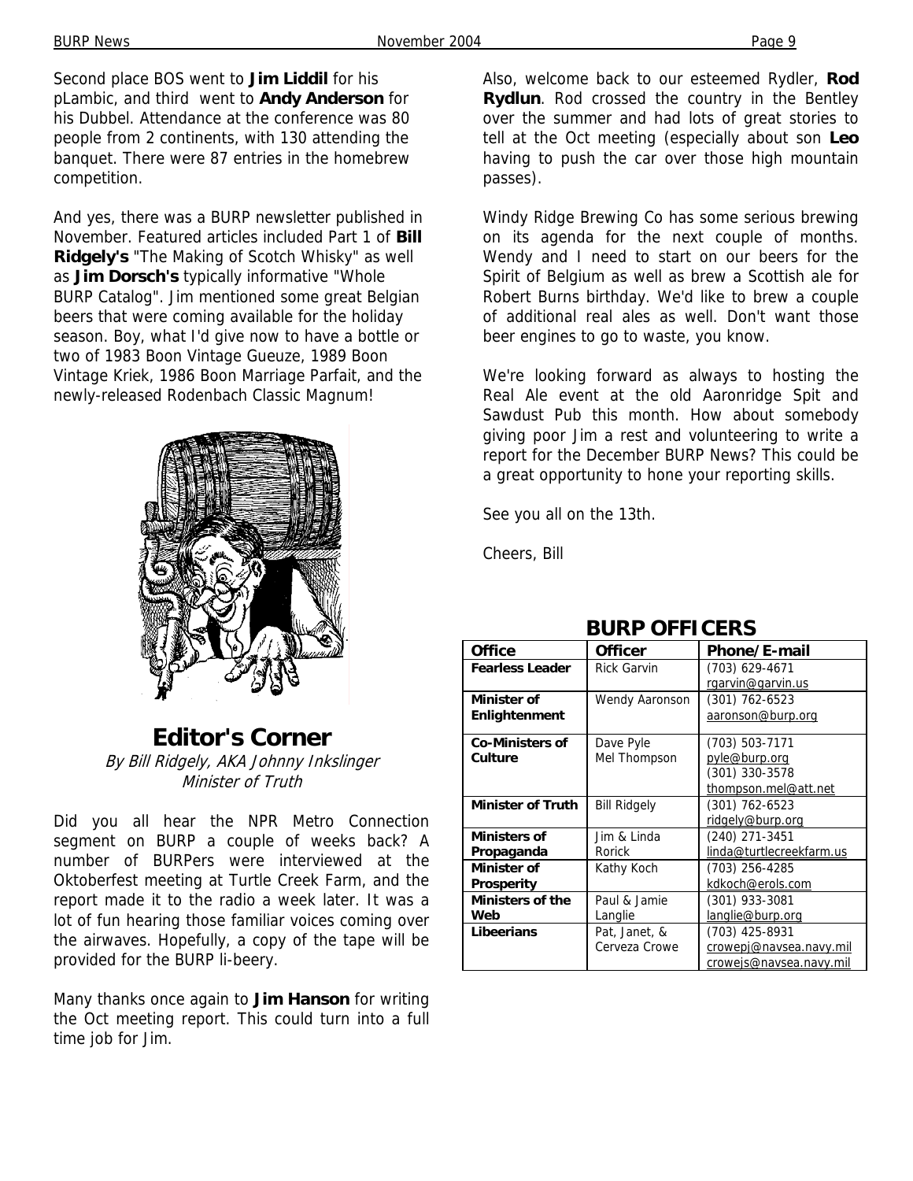Second place BOS went to **Jim Liddil** for his pLambic, and third went to **Andy Anderson** for his Dubbel. Attendance at the conference was 80 people from 2 continents, with 130 attending the banquet. There were 87 entries in the homebrew competition.

And yes, there was a BURP newsletter published in November. Featured articles included Part 1 of **Bill Ridgely's** "The Making of Scotch Whisky" as well as **Jim Dorsch's** typically informative "Whole BURP Catalog". Jim mentioned some great Belgian beers that were coming available for the holiday season. Boy, what I'd give now to have a bottle or two of 1983 Boon Vintage Gueuze, 1989 Boon Vintage Kriek, 1986 Boon Marriage Parfait, and the newly-released Rodenbach Classic Magnum!

## Editor's Corner

*By Bill Ridgely, AKA Johnny Inkslinger*
*Minister of Truth*

Did you all hear the NPR Metro Connection segment on BURP a couple of weeks back? A number of BURPers were interviewed at the Oktoberfest meeting at Turtle Creek Farm, and the report made it to the radio a week later. It was a lot of fun hearing those familiar voices coming over the airwaves. Hopefully, a copy of the tape will be provided for the BURP li-beery.

Many thanks once again to **Jim Hanson** for writing the Oct meeting report. This could turn into a full time job for Jim.

Also, welcome back to our esteemed Rydler, **Rod Rydlun**. Rod crossed the country in the Bentley over the summer and had lots of great stories to tell at the Oct meeting (especially about son **Leo** having to push the car over those high mountain passes).

Windy Ridge Brewing Co has some serious brewing on its agenda for the next couple of months. Wendy and I need to start on our beers for the Spirit of Belgium as well as brew a Scottish ale for Robert Burns birthday. We'd like to brew a couple of additional real ales as well. Don't want those beer engines to go to waste, you know.

We're looking forward as always to hosting the Real Ale event at the old Aaronridge Spit and Sawdust Pub this month. How about somebody giving poor Jim a rest and volunteering to write a report for the December BURP News? This could be a great opportunity to hone your reporting skills.

See you all on the 13th.

Cheers, Bill

## BURP OFFICERS

| Office | Officer | Phone/E-mail |
|---|---|---|
| **Fearless Leader** | Rick Garvin | (703) 629-4671<br>rgarvin@garvin.us |
| **Minister of Enlightenment** | Wendy Aaronson | (301) 762-6523<br>aaronson@burp.org |
| **Co-Ministers of Culture** | Dave Pyle<br>Mel Thompson | (703) 503-7171<br>pyle@burp.org<br>(301) 330-3578<br>thompson.mel@att.net |
| **Minister of Truth** | Bill Ridgely | (301) 762-6523<br>ridgely@burp.org |
| **Ministers of Propaganda** | Jim & Linda Rorick | (240) 271-3451<br>linda@turtlecreekfarm.us |
| **Minister of Prosperity** | Kathy Koch | (703) 256-4285<br>kdkoch@erols.com |
| **Ministers of the Web** | Paul & Jamie Langlie | (301) 933-3081<br>langlie@burp.org |
| **Libeerians** | Pat, Janet, & Cerveza Crowe | (703) 425-8931<br>crowepj@navsea.navy.mil<br>crowejs@navsea.navy.mil |